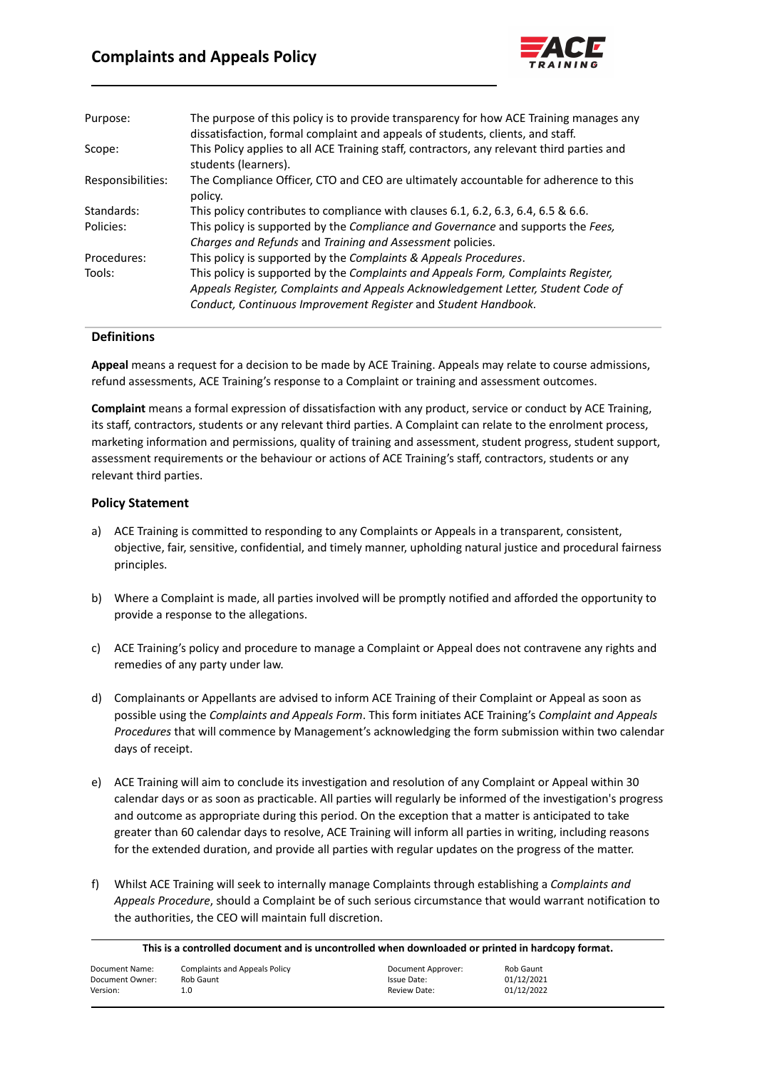# Complaints and Approach Policy

| | |
|---|---|
| Purpose: | The purpose of this policy is to provide transparency for how ACE Training manages any dissatisfaction, formal complaint and appeals of students, clients, and staff. |
| Scope: | This Policy applies to all ACE Training staff, contractors, any relevant third parties and students (learners). |
| Responsibilities: | The Compliance Officer, CTO and CEO are ultimately accountable for adherence to this policy. |
| Standards: | This policy contributes to compliance with clauses 6.1, 6.2, 6.3, 6.4, 6.5 & 6.6. |
| Policies: | This policy is supported by the *Compliance and Governance* and supports the *Fees, Charges and Refunds* and *Training and Assessment* policies. |
| Procedures: | This policy is supported by the *Complaints & Appeals Procedures*. |
| Tools: | This policy is supported by the *Complaints and Appeals Form, Complaints Register, Appeals Register, Complaints and Appeals Acknowledgement Letter, Student Code of Conduct, Continuous Improvement Register* and *Student Handbook*. |

## Definitions

**Appeal** means a request for a decision to be made by ACE Training. Appeals may relate to course admissions, refund assessments, ACE Training's response to a Complaint or training and assessment outcomes.

**Complaint** means a formal expression of dissatisfaction with any product, service or conduct by ACE Training, its staff, contractors, students or any relevant third parties. A Complaint can relate to the enrolment process, marketing information and permissions, quality of training and assessment, student progress, student support, assessment requirements or the behaviour or actions of ACE Training's staff, contractors, students or any relevant third parties.

## Policy Statement

a) ACE Training is committed to responding to any Complaints or Appeals in a transparent, consistent, objective, fair, sensitive, confidential, and timely manner, upholding natural justice and procedural fairness principles.

b) Where a Complaint is made, all parties involved will be promptly notified and afforded the opportunity to provide a response to the allegations.

c) ACE Training's policy and procedure to manage a Complaint or Appeal does not contravene any rights and remedies of any party under law.

d) Complainants or Appellants are advised to inform ACE Training of their Complaint or Appeal as soon as possible using the *Complaints and Appeals Form*. This form initiates ACE Training's *Complaint and Appeals Procedures* that will commence by Management's acknowledging the form submission within two calendar days of receipt.

e) ACE Training will aim to conclude its investigation and resolution of any Complaint or Appeal within 30 calendar days or as soon as practicable. All parties will regularly be informed of the investigation's progress and outcome as appropriate during this period. On the exception that a matter is anticipated to take greater than 60 calendar days to resolve, ACE Training will inform all parties in writing, including reasons for the extended duration, and provide all parties with regular updates on the progress of the matter.

f) Whilst ACE Training will seek to internally manage Complaints through establishing a *Complaints and Appeals Procedure*, should a Complaint be of such serious circumstance that would warrant notification to the authorities, the CEO will maintain full discretion.

**This is a controlled document and is uncontrolled when downloaded or printed in hardcopy format.**

| | | | |
|---|---|---|---|
| Document Name: | Complaints and Appeals Policy | Document Approver: | Rob Gaunt |
| Document Owner: | Rob Gaunt | Issue Date: | 01/12/2021 |
| Version: | 1.0 | Review Date: | 01/12/2022 |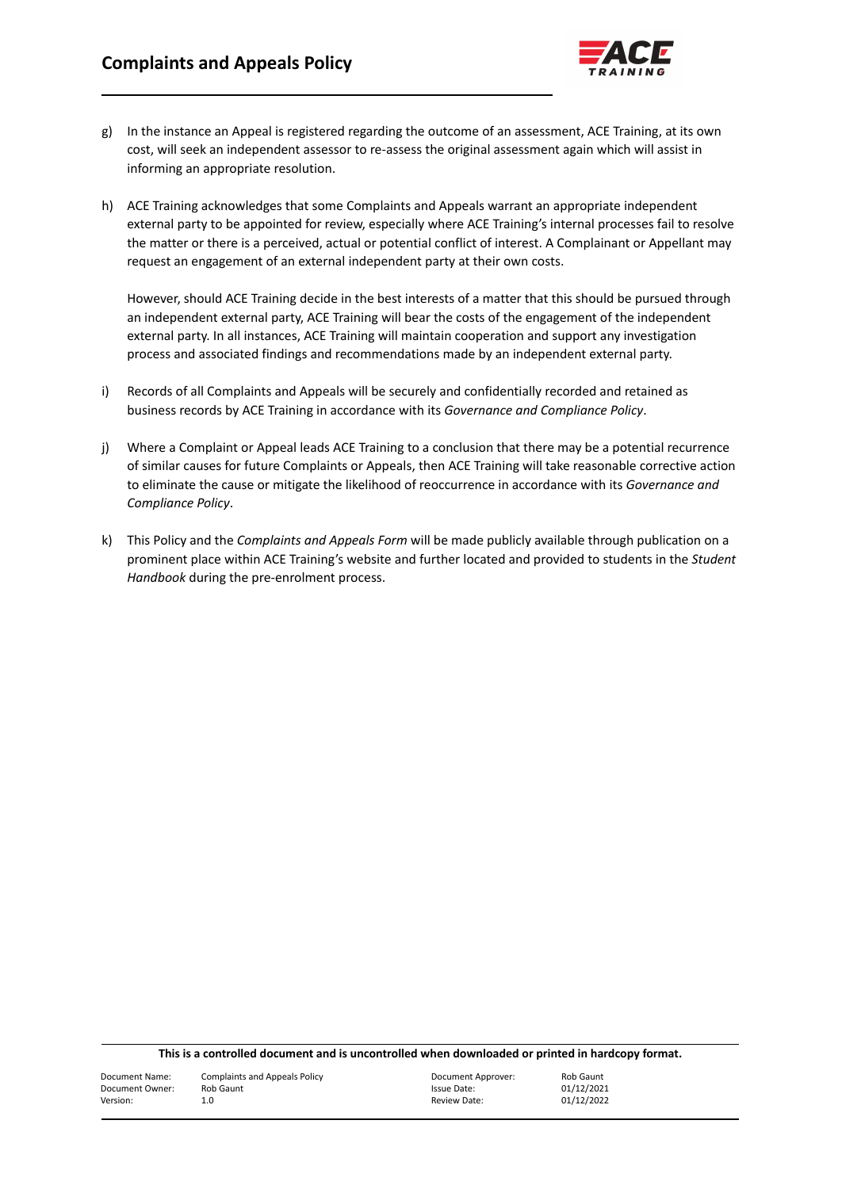g) In the instance an Appeal is registered regarding the outcome of an assessment, ACE Training, at its own cost, will seek an independent assessor to re-assess the original assessment again which will assist in informing an appropriate resolution.

h) ACE Training acknowledges that some Complaints and Appeals warrant an appropriate independent external party to be appointed for review, especially where ACE Training's internal processes fail to resolve the matter or there is a perceived, actual or potential conflict of interest. A Complainant or Appellant may request an engagement of an external independent party at their own costs.

   However, should ACE Training decide in the best interests of a matter that this should be pursued through an independent external party, ACE Training will bear the costs of the engagement of the independent external party. In all instances, ACE Training will maintain cooperation and support any investigation process and associated findings and recommendations made by an independent external party.

i) Records of all Complaints and Appeals will be securely and confidentially recorded and retained as business records by ACE Training in accordance with its *Governance and Compliance Policy*.

j) Where a Complaint or Appeal leads ACE Training to a conclusion that there may be a potential recurrence of similar causes for future Complaints or Appeals, then ACE Training will take reasonable corrective action to eliminate the cause or mitigate the likelihood of reoccurrence in accordance with its *Governance and Compliance Policy*.

k) This Policy and the *Complaints and Appeals Form* will be made publicly available through publication on a prominent place within ACE Training's website and further located and provided to students in the *Student Handbook* during the pre-enrolment process.